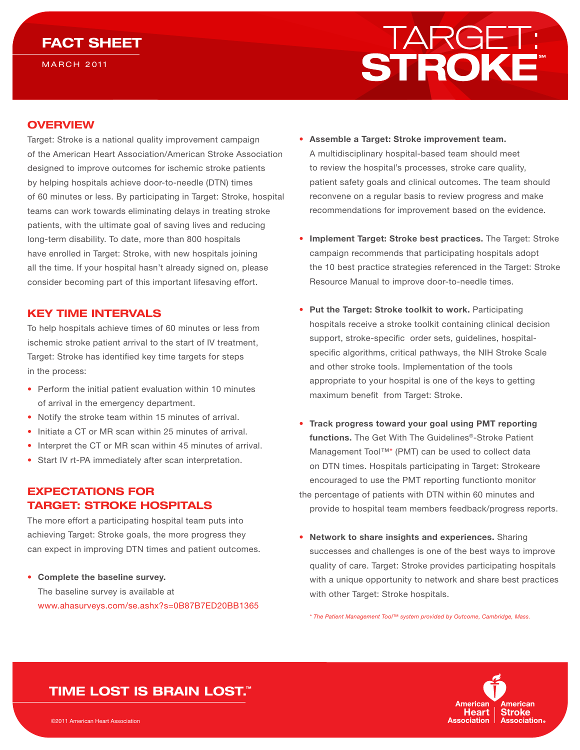FACT SHEET

MARCH 2011

# TARGET: STROKE℠

## OVERVIEW

Target: Stroke is a national quality improvement campaign of the American Heart Association/American Stroke Association designed to improve outcomes for ischemic stroke patients by helping hospitals achieve door-to-needle (DTN) times of 60 minutes or less. By participating in Target: Stroke, hospital teams can work towards eliminating delays in treating stroke patients, with the ultimate goal of saving lives and reducing long-term disability. To date, more than 800 hospitals have enrolled in Target: Stroke, with new hospitals joining all the time. If your hospital hasn't already signed on, please consider becoming part of this important lifesaving effort.

## KEY TIME INTERVALS

To help hospitals achieve times of 60 minutes or less from ischemic stroke patient arrival to the start of IV treatment, Target: Stroke has identified key time targets for steps in the process:

- Perform the initial patient evaluation within 10 minutes of arrival in the emergency department.
- Notify the stroke team within 15 minutes of arrival.
- Initiate a CT or MR scan within 25 minutes of arrival.
- Interpret the CT or MR scan within 45 minutes of arrival.
- Start IV rt-PA immediately after scan interpretation.

## EXPECTATIONS FOR TARGET: STROKE HOSPITALS

The more effort a participating hospital team puts into achieving Target: Stroke goals, the more progress they can expect in improving DTN times and patient outcomes.

- **Complete the baseline survey.** The baseline survey is available at www.ahasurveys.com/se.ashx?s=0B87B7ED20BB1365

- **Assemble a Target: Stroke improvement team.** A multidisciplinary hospital-based team should meet to review the hospital's processes, stroke care quality, patient safety goals and clinical outcomes. The team should reconvene on a regular basis to review progress and make recommendations for improvement based on the evidence.

- **Implement Target: Stroke best practices.** The Target: Stroke campaign recommends that participating hospitals adopt the 10 best practice strategies referenced in the Target: Stroke Resource Manual to improve door-to-needle times.

- **Put the Target: Stroke toolkit to work.** Participating hospitals receive a stroke toolkit containing clinical decision support, stroke-specific order sets, guidelines, hospital-specific algorithms, critical pathways, the NIH Stroke Scale and other stroke tools. Implementation of the tools appropriate to your hospital is one of the keys to getting maximum benefit from Target: Stroke.

- **Track progress toward your goal using PMT reporting functions.** The Get With The Guidelines®-Stroke Patient Management Tool™* (PMT) can be used to collect data on DTN times. Hospitals participating in Target: Strokeare encouraged to use the PMT reporting functionto monitor the percentage of patients with DTN within 60 minutes and provide to hospital team members feedback/progress reports.

- **Network to share insights and experiences.** Sharing successes and challenges is one of the best ways to improve quality of care. Target: Stroke provides participating hospitals with a unique opportunity to network and share best practices with other Target: Stroke hospitals.

*\* The Patient Management Tool™ system provided by Outcome, Cambridge, Mass.*

**TIME LOST IS BRAIN LOST.™**

©2011 American Heart Association

American Heart Association | American Stroke Association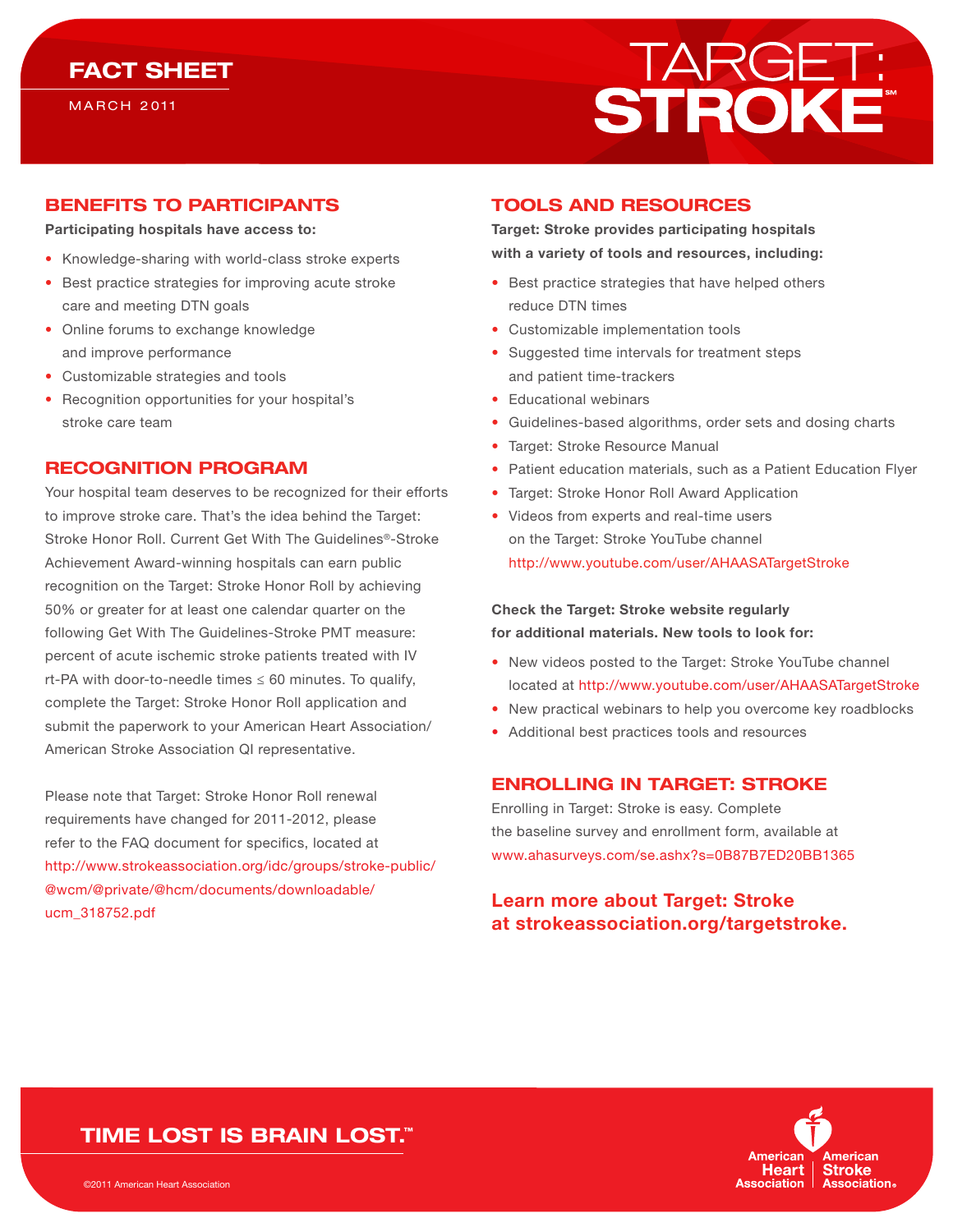# FACT SHEET

MARCH 2011

# TARGET: STROKE℠

## BENEFITS TO PARTICIPANTS

**Participating hospitals have access to:**

- Knowledge-sharing with world-class stroke experts
- Best practice strategies for improving acute stroke care and meeting DTN goals
- Online forums to exchange knowledge and improve performance
- Customizable strategies and tools
- Recognition opportunities for your hospital's stroke care team

## RECOGNITION PROGRAM

Your hospital team deserves to be recognized for their efforts to improve stroke care. That's the idea behind the Target: Stroke Honor Roll. Current Get With The Guidelines®-Stroke Achievement Award-winning hospitals can earn public recognition on the Target: Stroke Honor Roll by achieving 50% or greater for at least one calendar quarter on the following Get With The Guidelines-Stroke PMT measure: percent of acute ischemic stroke patients treated with IV rt-PA with door-to-needle times ≤ 60 minutes. To qualify, complete the Target: Stroke Honor Roll application and submit the paperwork to your American Heart Association/ American Stroke Association QI representative.

Please note that Target: Stroke Honor Roll renewal requirements have changed for 2011-2012, please refer to the FAQ document for specifics, located at http://www.strokeassociation.org/idc/groups/stroke-public/@wcm/@private/@hcm/documents/downloadable/ucm_318752.pdf

## TOOLS AND RESOURCES

**Target: Stroke provides participating hospitals with a variety of tools and resources, including:**

- Best practice strategies that have helped others reduce DTN times
- Customizable implementation tools
- Suggested time intervals for treatment steps and patient time-trackers
- Educational webinars
- Guidelines-based algorithms, order sets and dosing charts
- Target: Stroke Resource Manual
- Patient education materials, such as a Patient Education Flyer
- Target: Stroke Honor Roll Award Application
- Videos from experts and real-time users on the Target: Stroke YouTube channel http://www.youtube.com/user/AHAASATargetStroke

**Check the Target: Stroke website regularly for additional materials. New tools to look for:**

- New videos posted to the Target: Stroke YouTube channel located at http://www.youtube.com/user/AHAASATargetStroke
- New practical webinars to help you overcome key roadblocks
- Additional best practices tools and resources

## ENROLLING IN TARGET: STROKE

Enrolling in Target: Stroke is easy. Complete the baseline survey and enrollment form, available at www.ahasurveys.com/se.ashx?s=0B87B7ED20BB1365

**Learn more about Target: Stroke at strokeassociation.org/targetstroke.**

**TIME LOST IS BRAIN LOST.™**

©2011 American Heart Association

American Heart Association | American Stroke Association®